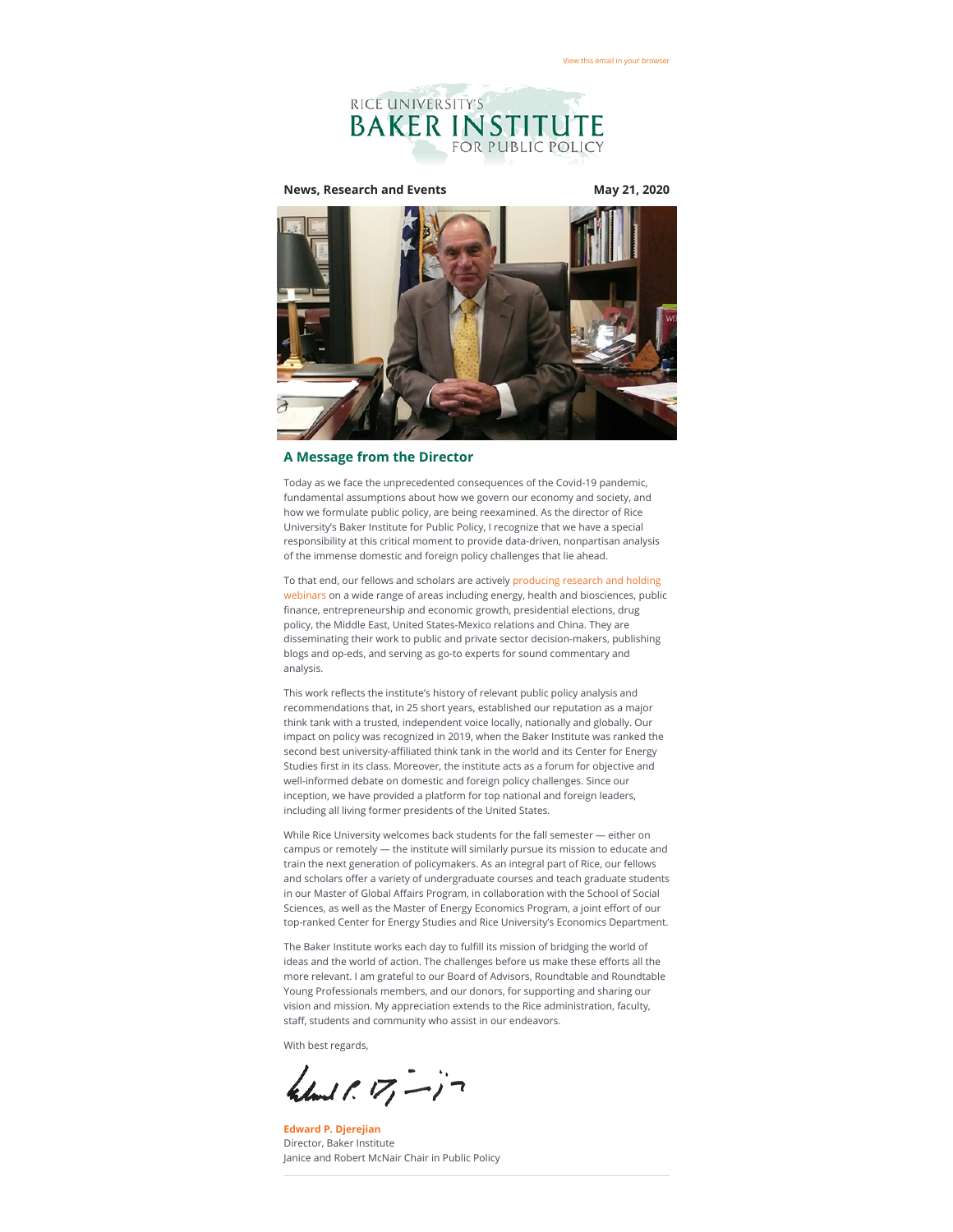View this email in your browser

RICE UNIVERSITY'S
BAKER INSTITUTE
FOR PUBLIC POLICY

**News, Research and Events** **May 21, 2020**

## A Message from the Director

Today as we face the unprecedented consequences of the Covid-19 pandemic, fundamental assumptions about how we govern our economy and society, and how we formulate public policy, are being reexamined. As the director of Rice University's Baker Institute for Public Policy, I recognize that we have a special responsibility at this critical moment to provide data-driven, nonpartisan analysis of the immense domestic and foreign policy challenges that lie ahead.

To that end, our fellows and scholars are actively producing research and holding webinars on a wide range of areas including energy, health and biosciences, public finance, entrepreneurship and economic growth, presidential elections, drug policy, the Middle East, United States-Mexico relations and China. They are disseminating their work to public and private sector decision-makers, publishing blogs and op-eds, and serving as go-to experts for sound commentary and analysis.

This work reflects the institute's history of relevant public policy analysis and recommendations that, in 25 short years, established our reputation as a major think tank with a trusted, independent voice locally, nationally and globally. Our impact on policy was recognized in 2019, when the Baker Institute was ranked the second best university-affiliated think tank in the world and its Center for Energy Studies first in its class. Moreover, the institute acts as a forum for objective and well-informed debate on domestic and foreign policy challenges. Since our inception, we have provided a platform for top national and foreign leaders, including all living former presidents of the United States.

While Rice University welcomes back students for the fall semester — either on campus or remotely — the institute will similarly pursue its mission to educate and train the next generation of policymakers. As an integral part of Rice, our fellows and scholars offer a variety of undergraduate courses and teach graduate students in our Master of Global Affairs Program, in collaboration with the School of Social Sciences, as well as the Master of Energy Economics Program, a joint effort of our top-ranked Center for Energy Studies and Rice University's Economics Department.

The Baker Institute works each day to fulfill its mission of bridging the world of ideas and the world of action. The challenges before us make these efforts all the more relevant. I am grateful to our Board of Advisors, Roundtable and Roundtable Young Professionals members, and our donors, for supporting and sharing our vision and mission. My appreciation extends to the Rice administration, faculty, staff, students and community who assist in our endeavors.

With best regards,

**Edward P. Djerejian**
Director, Baker Institute
Janice and Robert McNair Chair in Public Policy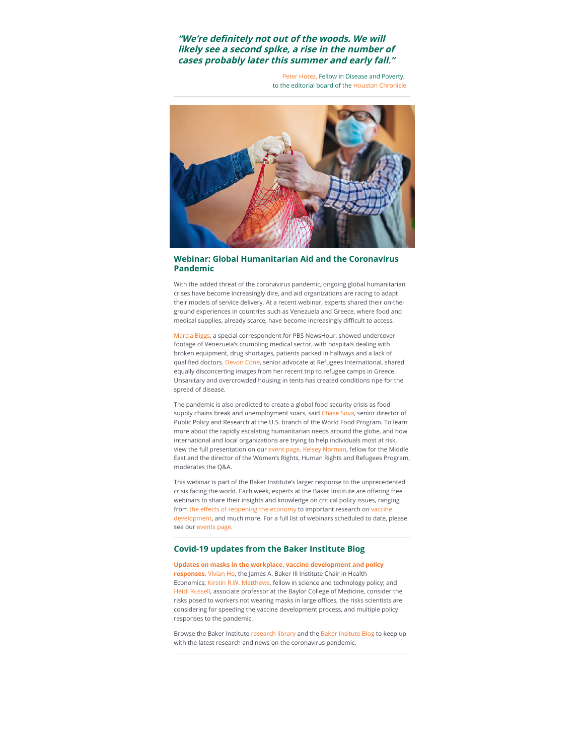***"We're definitely not out of the woods. We will likely see a second spike, a rise in the number of cases probably later this summer and early fall."***

Peter Hotez, Fellow in Disease and Poverty,
to the editorial board of the Houston Chronicle

## Webinar: Global Humanitarian Aid and the Coronavirus Pandemic

With the added threat of the coronavirus pandemic, ongoing global humanitarian crises have become increasingly dire, and aid organizations are racing to adapt their models of service delivery. At a recent webinar, experts shared their on-the-ground experiences in countries such as Venezuela and Greece, where food and medical supplies, already scarce, have become increasingly difficult to access.

Marcia Biggs, a special correspondent for PBS NewsHour, showed undercover footage of Venezuela's crumbling medical sector, with hospitals dealing with broken equipment, drug shortages, patients packed in hallways and a lack of qualified doctors. Devon Cone, senior advocate at Refugees International, shared equally disconcerting images from her recent trip to refugee camps in Greece. Unsanitary and overcrowded housing in tents has created conditions ripe for the spread of disease.

The pandemic is also predicted to create a global food security crisis as food supply chains break and unemployment soars, said Chase Sova, senior director of Public Policy and Research at the U.S. branch of the World Food Program. To learn more about the rapidly escalating humanitarian needs around the globe, and how international and local organizations are trying to help individuals most at risk, view the full presentation on our event page. Kelsey Norman, fellow for the Middle East and the director of the Women's Rights, Human Rights and Refugees Program, moderates the Q&A.

This webinar is part of the Baker Institute's larger response to the unprecedented crisis facing the world. Each week, experts at the Baker Institute are offering free webinars to share their insights and knowledge on critical policy issues, ranging from the effects of reopening the economy to important research on vaccine development, and much more. For a full list of webinars scheduled to date, please see our events page.

## Covid-19 updates from the Baker Institute Blog

**Updates on masks in the workplace, vaccine development and policy responses.** Vivian Ho, the James A. Baker III Institute Chair in Health Economics; Kirstin R.W. Matthews, fellow in science and technology policy; and Heidi Russell, associate professor at the Baylor College of Medicine, consider the risks posed to workers not wearing masks in large offices, the risks scientists are considering for speeding the vaccine development process, and multiple policy responses to the pandemic.

Browse the Baker Institute research library and the Baker Insitute Blog to keep up with the latest research and news on the coronavirus pandemic.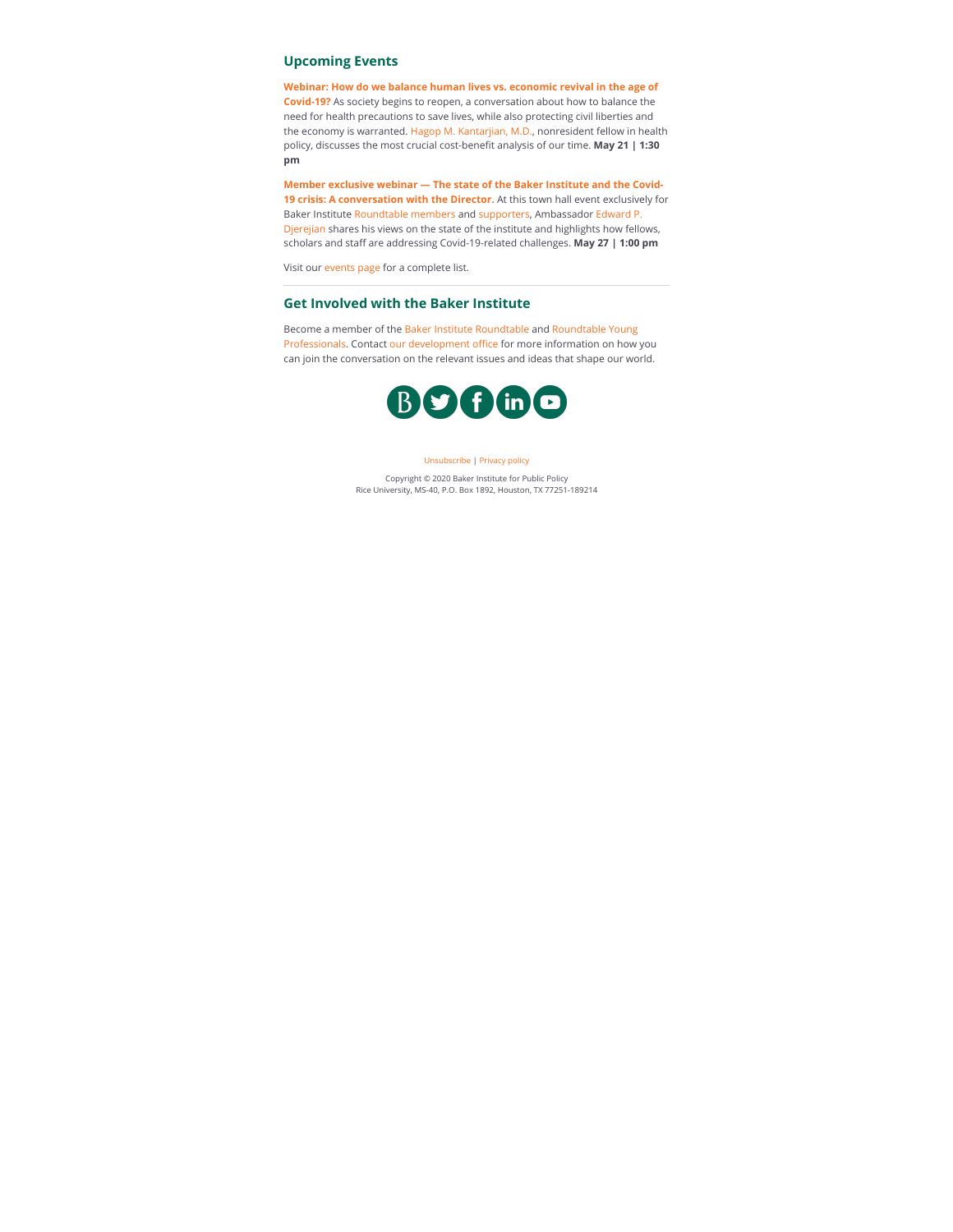## Upcoming Events

**Webinar: How do we balance human lives vs. economic revival in the age of Covid-19?** As society begins to reopen, a conversation about how to balance the need for health precautions to save lives, while also protecting civil liberties and the economy is warranted. Hagop M. Kantarjian, M.D., nonresident fellow in health policy, discusses the most crucial cost-benefit analysis of our time. **May 21 | 1:30 pm**

**Member exclusive webinar — The state of the Baker Institute and the Covid-19 crisis: A conversation with the Director.** At this town hall event exclusively for Baker Institute Roundtable members and supporters, Ambassador Edward P. Djerejian shares his views on the state of the institute and highlights how fellows, scholars and staff are addressing Covid-19-related challenges. **May 27 | 1:00 pm**

Visit our events page for a complete list.

---

## Get Involved with the Baker Institute

Become a member of the Baker Institute Roundtable and Roundtable Young Professionals. Contact our development office for more information on how you can join the conversation on the relevant issues and ideas that shape our world.

Unsubscribe | Privacy policy

Copyright © 2020 Baker Institute for Public Policy
Rice University, MS-40, P.O. Box 1892, Houston, TX 77251-189214